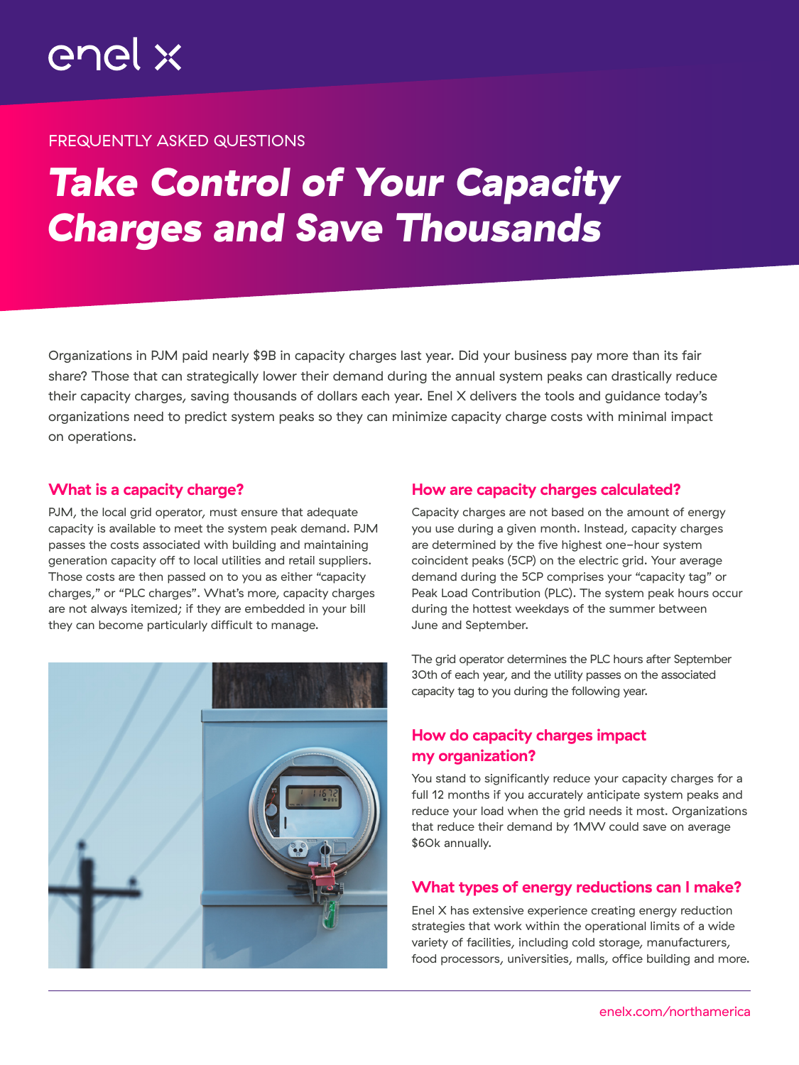enel x

FREQUENTLY ASKED QUESTIONS

# *Take Control of Your Capacity Charges and Save Thousands*

Organizations in PJM paid nearly $9B in capacity charges last year. Did your business pay more than its fair share? Those that can strategically lower their demand during the annual system peaks can drastically reduce their capacity charges, saving thousands of dollars each year. Enel X delivers the tools and guidance today's organizations need to predict system peaks so they can minimize capacity charge costs with minimal impact on operations.

## What is a capacity charge?

PJM, the local grid operator, must ensure that adequate capacity is available to meet the system peak demand. PJM passes the costs associated with building and maintaining generation capacity off to local utilities and retail suppliers. Those costs are then passed on to you as either "capacity charges," or "PLC charges". What's more, capacity charges are not always itemized; if they are embedded in your bill they can become particularly difficult to manage.

## How are capacity charges calculated?

Capacity charges are not based on the amount of energy you use during a given month. Instead, capacity charges are determined by the five highest one-hour system coincident peaks (5CP) on the electric grid. Your average demand during the 5CP comprises your "capacity tag" or Peak Load Contribution (PLC). The system peak hours occur during the hottest weekdays of the summer between June and September.

The grid operator determines the PLC hours after September 30th of each year, and the utility passes on the associated capacity tag to you during the following year.

## How do capacity charges impact my organization?

You stand to significantly reduce your capacity charges for a full 12 months if you accurately anticipate system peaks and reduce your load when the grid needs it most. Organizations that reduce their demand by 1MW could save on average $60k annually.

## What types of energy reductions can I make?

Enel X has extensive experience creating energy reduction strategies that work within the operational limits of a wide variety of facilities, including cold storage, manufacturers, food processors, universities, malls, office building and more.

enelx.com/northamerica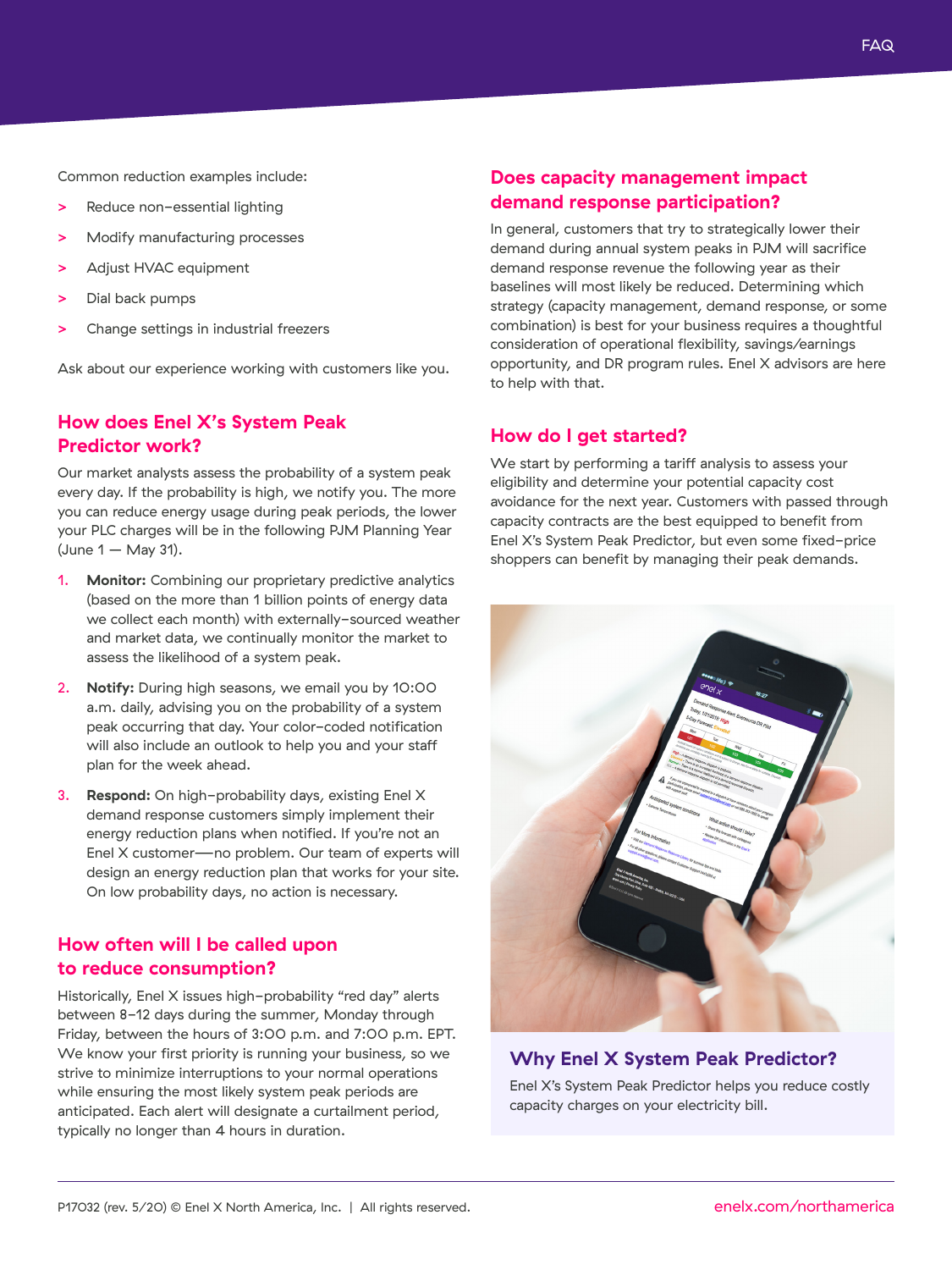Common reduction examples include:

- Reduce non-essential lighting
- Modify manufacturing processes
- Adjust HVAC equipment
- Dial back pumps
- Change settings in industrial freezers

Ask about our experience working with customers like you.

## How does Enel X's System Peak Predictor work?

Our market analysts assess the probability of a system peak every day. If the probability is high, we notify you. The more you can reduce energy usage during peak periods, the lower your PLC charges will be in the following PJM Planning Year (June 1 — May 31).

1. **Monitor:** Combining our proprietary predictive analytics (based on the more than 1 billion points of energy data we collect each month) with externally-sourced weather and market data, we continually monitor the market to assess the likelihood of a system peak.
2. **Notify:** During high seasons, we email you by 10:00 a.m. daily, advising you on the probability of a system peak occurring that day. Your color-coded notification will also include an outlook to help you and your staff plan for the week ahead.
3. **Respond:** On high-probability days, existing Enel X demand response customers simply implement their energy reduction plans when notified. If you're not an Enel X customer—no problem. Our team of experts will design an energy reduction plan that works for your site. On low probability days, no action is necessary.

## How often will I be called upon to reduce consumption?

Historically, Enel X issues high-probability "red day" alerts between 8-12 days during the summer, Monday through Friday, between the hours of 3:00 p.m. and 7:00 p.m. EPT. We know your first priority is running your business, so we strive to minimize interruptions to your normal operations while ensuring the most likely system peak periods are anticipated. Each alert will designate a curtailment period, typically no longer than 4 hours in duration.

## Does capacity management impact demand response participation?

In general, customers that try to strategically lower their demand during annual system peaks in PJM will sacrifice demand response revenue the following year as their baselines will most likely be reduced. Determining which strategy (capacity management, demand response, or some combination) is best for your business requires a thoughtful consideration of operational flexibility, savings/earnings opportunity, and DR program rules. Enel X advisors are here to help with that.

## How do I get started?

We start by performing a tariff analysis to assess your eligibility and determine your potential capacity cost avoidance for the next year. Customers with passed through capacity contracts are the best equipped to benefit from Enel X's System Peak Predictor, but even some fixed-price shoppers can benefit by managing their peak demands.

### Why Enel X System Peak Predictor?

Enel X's System Peak Predictor helps you reduce costly capacity charges on your electricity bill.

P17032 (rev. 5/20) © Enel X North America, Inc. | All rights reserved.

enelx.com/northamerica